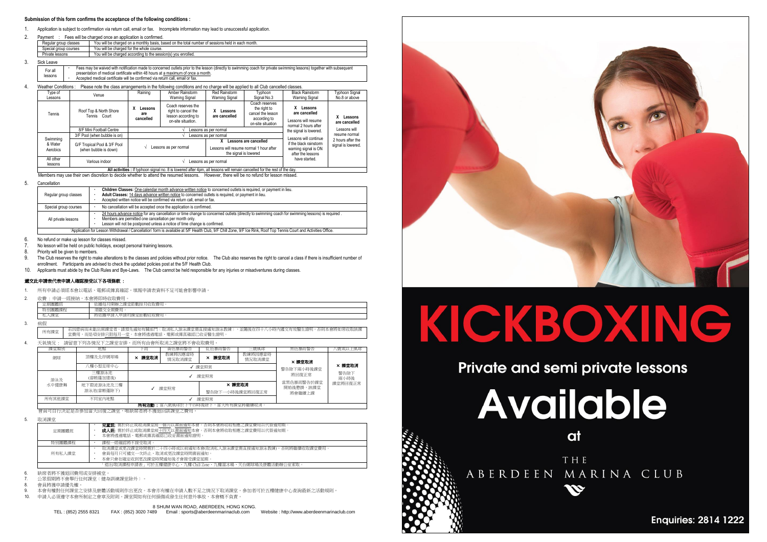**Submission of this form confirms the acceptance of the following conditions :**

1. Application is subject to confirmation via return call, email or fax. Incomplete information may lead to unsuccessful application.
2. Payment : Fees will be charged once an application is confirmed.

| | |
|---|---|
| Regular group classes | You will be charged on a monthly basis, based on the total number of sessions held in each month. |
| Special group courses | You will be charged for the whole course. |
| Private lessons | You will be charged according to the session(s) you enrolled. |

3. Sick Leave

| | |
|---|---|
| For all lessons | • Fees may be waived with notification made to concerned outlets prior to the lesson (directly to swimming coach for private swimming lessons) together with subsequent presentation of medical certificate within 48 hours at a maximum of once a month. • Accepted medical certificate will be confirmed via return call, email or fax. |

4. Weather Conditions : Please note the class arrangements in the following conditions and no charge will be applied to all Club cancelled classes.

| Type of Lessons | Venue | Raining | Amber Rainstorm Warning Signal | Red Rainstorm Warning Signal | Typhoon Signal No.3 | Black Rainstorm Warning Signal | Typhoon Signal No.8 or above |
|---|---|---|---|---|---|---|---|
| Tennis | Roof Top & North Shore Tennis Court | X Lessons are cancelled | Coach reserves the right to cancel the lesson according to on-site situation. | X Lessons are cancelled | Coach reserves the right to cancel the lesson according to on-site situation | X Lessons are cancelled Lessons will resume normal 2 hours after the signal is lowered. | X Lessons are cancelled Lessons will resume normal 2 hours after the signal is lowered. |
| | 8/F Mini Football Centre | √ Lessons as per normal | | | | | |
| Swimming & Water Aerobics | 3/F Pool (when bubble is on) | √ Lessons as per normal | | | | Lessons will continue if the black rainstorm warning signal is ON after the lessons have started. | |
| | G/F Tropical Pool & 3/F Pool (when bubble is down) | √ Lessons as per normal | | X Lessons are cancelled Lessons will resume normal 1 hour after the signal is lowered | | | |
| All other lessons | Various indoor | √ Lessons as per normal | | | | | |

**All activities :** If typhoon signal no. 8 is lowered after 4pm, all lessons will remain cancelled for the rest of the day.

Members may use their own discretion to decide whether to attend the resumed lessons. However, there will be no refund for lesson missed.

5. Cancellation

| | |
|---|---|
| Regular group classes | • **Children Classes:** One calendar month advance written notice to concerned outlets is required, or payment in lieu. • **Adult Classes:** 14 days advance written notice to concerned outlets is required, or payment in lieu. • Accepted written notice will be confirmed via return call, email or fax. |
| Special group courses | • No cancellation will be accepted once the application is confirmed. |
| All private lessons | • 24 hours advance notice for any cancellation or time change to concerned outlets (directly to swimming coach for swimming lessons) is required . • Members are permitted one cancellation per month only. • Lesson will not be postponed unless a notice of time change is confirmed. |

'Application for Lesson Withdrawal / Cancellation' form is available at 5/F Health Club, 9/F Chill Zone, 9/F Ice Rink, Roof Top Tennis Court and Activities Office.

6. No refund or make up lesson for classes missed.
7. No lesson will be held on public holidays, except personal training lessons.
8. Priority will be given to members.
9. The Club reserves the right to make alterations to the classes and policies without prior notice. The Club also reserves the right to cancel a class if there is insufficient number of enrollment. Participants are advised to check the updated policies post at the 5/F Health Club.
10. Applicants must abide by the Club Rules and Bye-Laws. The Club cannot be held responsible for any injuries or misadventures during classes.

**遞交此申請表代表申請人確認接受以下各項條款：**

1. 所有申請必須經本會以電話、電郵或傳真確認。填報申請表資料不足可能會影響申請。
2. 收費：申請一經接納，本會將即時收取費用。

| | |
|---|---|
| 定期團體班 | 依據每月開辦之課堂節數按月收取費用。 |
| 特別團體課程 | 須繳交全期費用。 |
| 私人課堂 | 將依據申請人申請的課堂節數收取費用。 |

3. 病假

| | |
|---|---|
| 所有課堂 | 若因患病而未能出席課堂者，請預先通知有關部門（取消私人游泳課堂需直接通知游泳教練），並需在四十八小時內遞交有效醫生證明，否則本會將如常收取該課堂費用。而此項安排只限每月一堂。本會將透過電話、電郵或傳真確認已收妥醫生證明。 |

4. 天氣情況：請留意下列各情況下之課堂安排，而所有由會所取消之課堂將不會收取費用。

| 課堂類別 | 地點 | 下雨 | 黃色暴雨警告 | 紅色暴雨警告 | 三號風球 | 黑色暴雨警告 | 八號或以上風球 |
|---|---|---|---|---|---|---|---|
| 網球 | 頂樓及北岸網球場 | × 課堂取消 | 教練將因應當時情況取消課堂 | × 課堂取消 | 教練將因應當時情況取消課堂 | × 課堂取消 警告除下兩小時後課堂將回復正常 | × 課堂取消 警告除下兩小時後課堂將回復正常 |
| | 八樓小型足球中心 | ✓ 課堂照常 | | | | | |
| 游泳及水中健體舞 | 三樓游泳池（當帳篷加建後） | ✓ 課堂照常 | | | | 當黑色暴雨警告的課堂開始後懸掛，該課堂將會繼續上課 | |
| | 地下熱帶游泳池及三樓游泳池(當帳篷拆下) | ✓ 課堂照常 | | × 課堂取消 警告除下一小時後課堂將回復正常 | | | |
| 所有其他課堂 | 不同室內地點 | ✓ 課堂照常 | | | | | |

**所有活動：** 當八號風球於下午四時後除下，當天所有課堂將繼續取消。

會員可自行決定是否參加當天回復之課堂，唯缺席者將不獲退回該課堂之費用。

5. 取消課堂

| | |
|---|---|
| 定期團體班 | • **兒童班：** 需於終止或取消課堂前一個月以書面通知本會，否則本會將收取相應之課堂費用以代替通知期。 • **成人班：** 需於終止或取消課堂前十四天以書面通知本會，否則本會將收取相應之課堂費用以代替通知期。 • 本會將透過電話、電郵或傳真確認已收妥書面通知證明。 |
| 特別團體課程 | • 課程一經確認將不接受取消。 |
| 所有私人課堂 | • 取消課堂或更改課堂時間需於二十四小時或以前通知本會(取消私人游泳課堂需直接通知游泳教練)，否則將繼續收取課堂費用。 • 會員每月只可遞交一次終止、取消或更改課堂時間書面通知。 • 本會只會在確定收到更改課堂時間通知後才會接受課堂延期。 |

「退出/取消課程申請表」可於五樓健康中心、九樓 Chill Zone、九樓溜冰場、天台網球場及康體活動辦公室索取。

6. 缺席者將不獲退回費用或安排補堂。
7. 公眾假期將不會舉行任何課堂（健身訓練課堂除外）。
8. 會員將獲申請優先權。
9. 本會有權對任何課堂之安排及康體活動規則作出更改。本會亦有權在申請人數不足之情況下取消課堂。參加者可於五樓健康中心查詢最新之活動規則。
10. 申請人必須遵守本會所制定之會章及附則。課堂間如有任何損傷或發生任何意外事故，本會概不負責。

8 SHUM WAN ROAD, ABERDEEN, HONG KONG.
TEL : (852) 2555 8321 FAX : (852) 3020 7489 Email : sports@aberdeenmarinaclub.com Website : http://www.aberdeenmarinaclub.com

# KICKBOXING

## Private and semi private lessons

# Available

## at

THE ABERDEEN MARINA CLUB

**Enquiries: 2814 1222**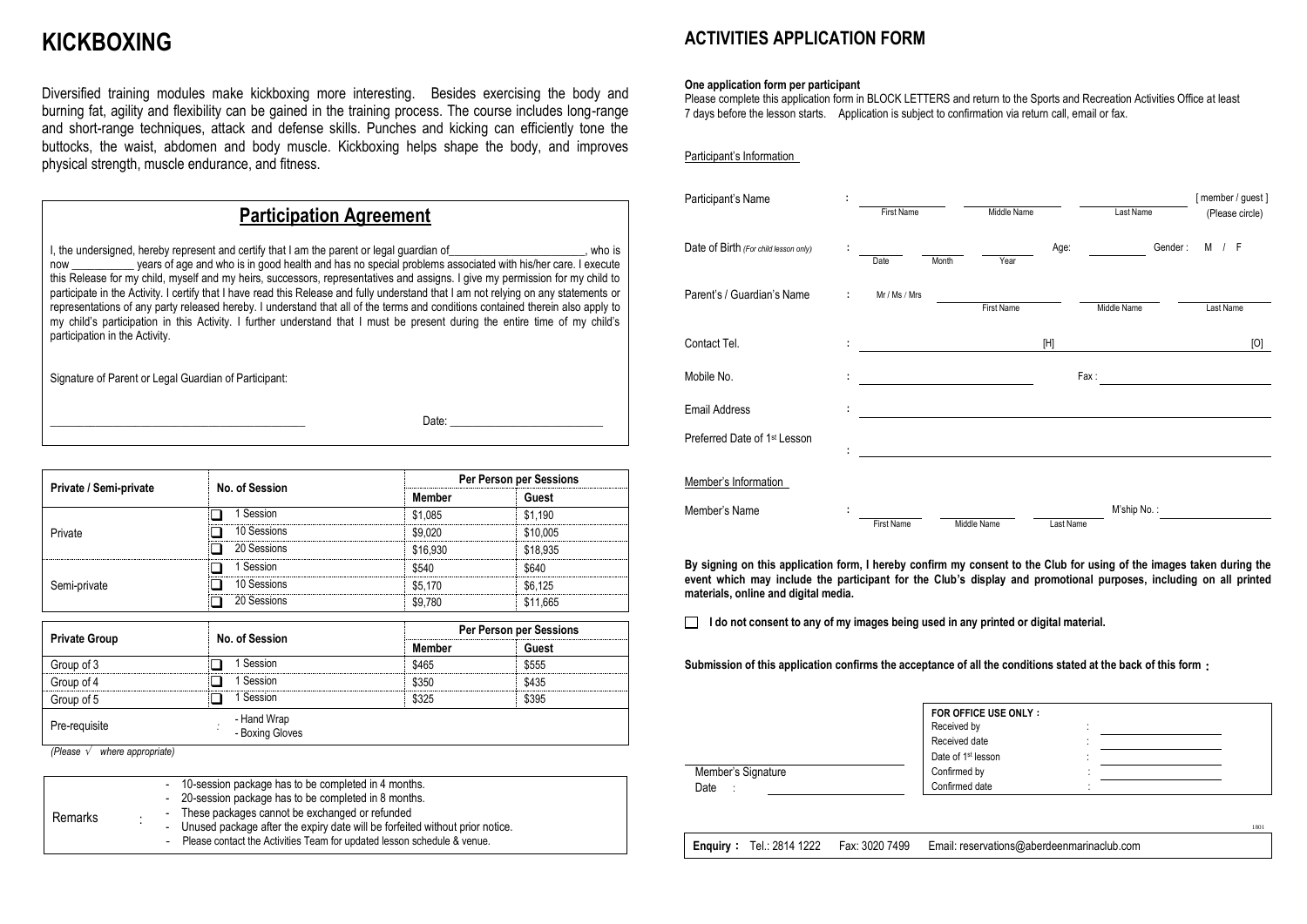# KICKBOXING

Diversified training modules make kickboxing more interesting. Besides exercising the body and burning fat, agility and flexibility can be gained in the training process. The course includes long-range and short-range techniques, attack and defense skills. Punches and kicking can efficiently tone the buttocks, the waist, abdomen and body muscle. Kickboxing helps shape the body, and improves physical strength, muscle endurance, and fitness.

## Participation Agreement

I, the undersigned, hereby represent and certify that I am the parent or legal guardian of________________________, who is now ___________ years of age and who is in good health and has no special problems associated with his/her care. I execute this Release for my child, myself and my heirs, successors, representatives and assigns. I give my permission for my child to participate in the Activity. I certify that I have read this Release and fully understand that I am not relying on any statements or representations of any party released hereby. I understand that all of the terms and conditions contained therein also apply to my child's participation in this Activity. I further understand that I must be present during the entire time of my child's participation in the Activity.

Signature of Parent or Legal Guardian of Participant:

_____________________________________________ Date: ___________________________

| Private / Semi-private | No. of Session | Per Person per Sessions | |
|---|---|---|---|
| | | **Member** | **Guest** |
| Private | ☐ 1 Session | $1,085 | $1,190 |
| | ☐ 10 Sessions | $9,020 | $10,005 |
| | ☐ 20 Sessions | $16,930 | $18,935 |
| Semi-private | ☐ 1 Session | $540 | $640 |
| | ☐ 10 Sessions | $5,170 | $6,125 |
| | ☐ 20 Sessions | $9,780 | $11,665 |

| Private Group | No. of Session | Per Person per Sessions | |
|---|---|---|---|
| | | **Member** | **Guest** |
| Group of 3 | ☐ 1 Session | $465 | $555 |
| Group of 4 | ☐ 1 Session | $350 | $435 |
| Group of 5 | ☐ 1 Session | $325 | $395 |
| Pre-requisite | : - Hand Wrap<br>- Boxing Gloves | | |

*(Please √ where appropriate)*

Remarks :
- 10-session package has to be completed in 4 months.
- 20-session package has to be completed in 8 months.
- These packages cannot be exchanged or refunded
- Unused package after the expiry date will be forfeited without prior notice.
- Please contact the Activities Team for updated lesson schedule & venue.

## ACTIVITIES APPLICATION FORM

**One application form per participant**

Please complete this application form in BLOCK LETTERS and return to the Sports and Recreation Activities Office at least 7 days before the lesson starts. Application is subject to confirmation via return call, email or fax.

Participant's Information

Participant's Name : ____________ First Name ____________ Middle Name ____________ Last Name [ member / guest ] (Please circle)

Date of Birth *(For child lesson only)* : ______ Date ______ Month ______ Year Age: ________ Gender : M / F

Parent's / Guardian's Name : Mr / Ms / Mrs ____________ First Name ____________ Middle Name ____________ Last Name

Contact Tel. : ______________________ [H] ______________________ [O]

Mobile No. : ______________________ Fax : ______________________

Email Address : ____________________________________________

Preferred Date of 1st Lesson : ____________________________________________

Member's Information

Member's Name : ____________ First Name ____________ Middle Name ____________ Last Name M'ship No. : ____________

**By signing on this application form, I hereby confirm my consent to the Club for using of the images taken during the event which may include the participant for the Club's display and promotional purposes, including on all printed materials, online and digital media.**

☐ **I do not consent to any of my images being used in any printed or digital material.**

**Submission of this application confirms the acceptance of all the conditions stated at the back of this form :**

____________________________
Member's Signature
Date : ______________________

**FOR OFFICE USE ONLY :**
Received by : ____________
Received date : ____________
Date of 1st lesson : ____________
Confirmed by : ____________
Confirmed date : ____________

1801

**Enquiry :** Tel.: 2814 1222 Fax: 3020 7499 Email: reservations@aberdeenmarinaclub.com